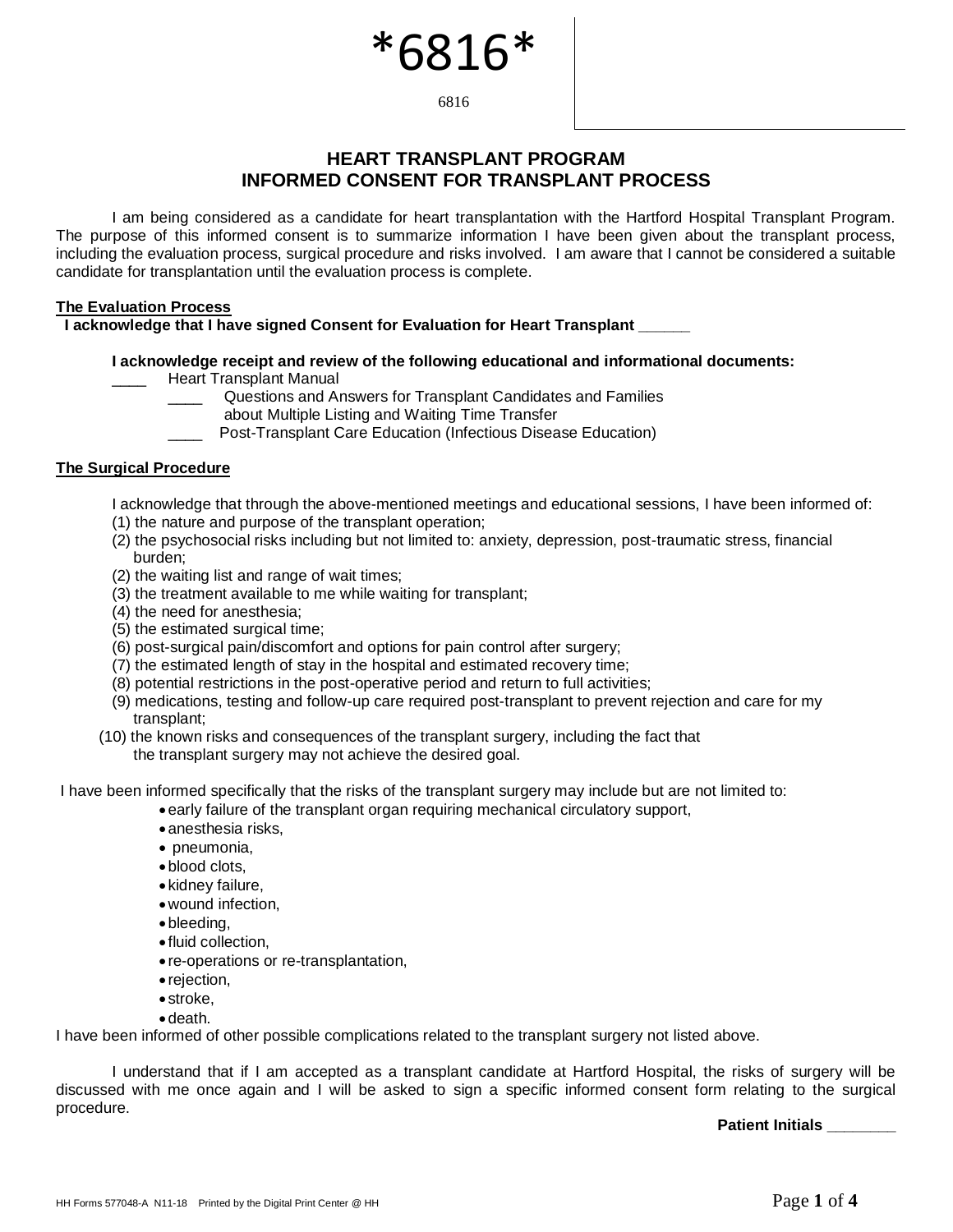*6816*

6816

# HEART TRANSPLANT PROGRAM
# INFORMED CONSENT FOR TRANSPLANT PROCESS

I am being considered as a candidate for heart transplantation with the Hartford Hospital Transplant Program. The purpose of this informed consent is to summarize information I have been given about the transplant process, including the evaluation process, surgical procedure and risks involved. I am aware that I cannot be considered a suitable candidate for transplantation until the evaluation process is complete.

**The Evaluation Process**

**I acknowledge that I have signed Consent for Evaluation for Heart Transplant ______**

**I acknowledge receipt and review of the following educational and informational documents:**

____ Heart Transplant Manual

____ Questions and Answers for Transplant Candidates and Families about Multiple Listing and Waiting Time Transfer

____ Post-Transplant Care Education (Infectious Disease Education)

**The Surgical Procedure**

I acknowledge that through the above-mentioned meetings and educational sessions, I have been informed of:

(1) the nature and purpose of the transplant operation;
(2) the psychosocial risks including but not limited to: anxiety, depression, post-traumatic stress, financial burden;
(2) the waiting list and range of wait times;
(3) the treatment available to me while waiting for transplant;
(4) the need for anesthesia;
(5) the estimated surgical time;
(6) post-surgical pain/discomfort and options for pain control after surgery;
(7) the estimated length of stay in the hospital and estimated recovery time;
(8) potential restrictions in the post-operative period and return to full activities;
(9) medications, testing and follow-up care required post-transplant to prevent rejection and care for my transplant;
(10) the known risks and consequences of the transplant surgery, including the fact that the transplant surgery may not achieve the desired goal.

I have been informed specifically that the risks of the transplant surgery may include but are not limited to:

- early failure of the transplant organ requiring mechanical circulatory support,
- anesthesia risks,
- pneumonia,
- blood clots,
- kidney failure,
- wound infection,
- bleeding,
- fluid collection,
- re-operations or re-transplantation,
- rejection,
- stroke,
- death.

I have been informed of other possible complications related to the transplant surgery not listed above.

I understand that if I am accepted as a transplant candidate at Hartford Hospital, the risks of surgery will be discussed with me once again and I will be asked to sign a specific informed consent form relating to the surgical procedure.

**Patient Initials ________**

HH Forms 577048-A N11-18 Printed by the Digital Print Center @ HH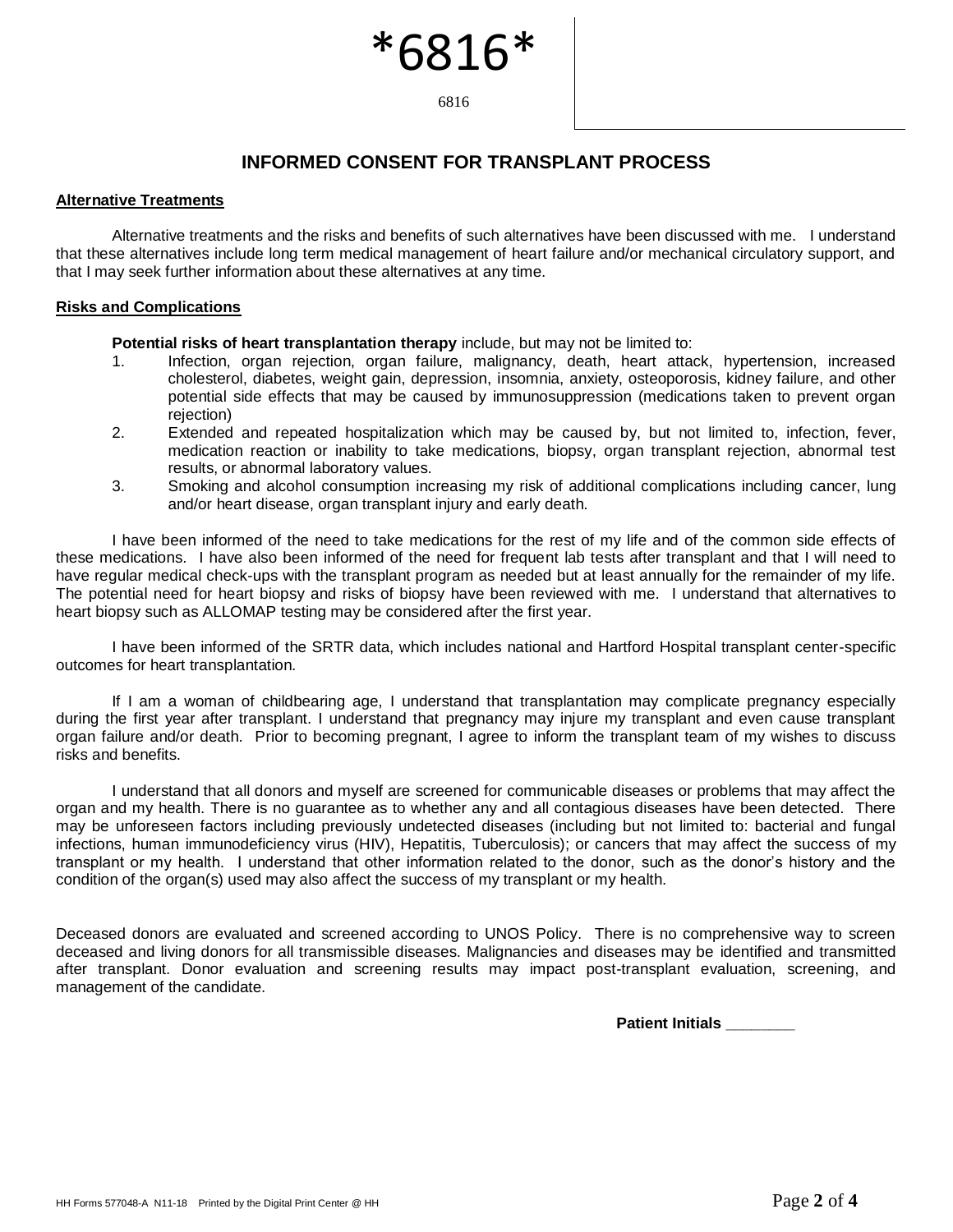\*6816\*

6816

## INFORMED CONSENT FOR TRANSPLANT PROCESS

**Alternative Treatments**

Alternative treatments and the risks and benefits of such alternatives have been discussed with me. I understand that these alternatives include long term medical management of heart failure and/or mechanical circulatory support, and that I may seek further information about these alternatives at any time.

**Risks and Complications**

**Potential risks of heart transplantation therapy** include, but may not be limited to:

1. Infection, organ rejection, organ failure, malignancy, death, heart attack, hypertension, increased cholesterol, diabetes, weight gain, depression, insomnia, anxiety, osteoporosis, kidney failure, and other potential side effects that may be caused by immunosuppression (medications taken to prevent organ rejection)
2. Extended and repeated hospitalization which may be caused by, but not limited to, infection, fever, medication reaction or inability to take medications, biopsy, organ transplant rejection, abnormal test results, or abnormal laboratory values.
3. Smoking and alcohol consumption increasing my risk of additional complications including cancer, lung and/or heart disease, organ transplant injury and early death.

I have been informed of the need to take medications for the rest of my life and of the common side effects of these medications. I have also been informed of the need for frequent lab tests after transplant and that I will need to have regular medical check-ups with the transplant program as needed but at least annually for the remainder of my life. The potential need for heart biopsy and risks of biopsy have been reviewed with me. I understand that alternatives to heart biopsy such as ALLOMAP testing may be considered after the first year.

I have been informed of the SRTR data, which includes national and Hartford Hospital transplant center-specific outcomes for heart transplantation.

If I am a woman of childbearing age, I understand that transplantation may complicate pregnancy especially during the first year after transplant. I understand that pregnancy may injure my transplant and even cause transplant organ failure and/or death. Prior to becoming pregnant, I agree to inform the transplant team of my wishes to discuss risks and benefits.

I understand that all donors and myself are screened for communicable diseases or problems that may affect the organ and my health. There is no guarantee as to whether any and all contagious diseases have been detected. There may be unforeseen factors including previously undetected diseases (including but not limited to: bacterial and fungal infections, human immunodeficiency virus (HIV), Hepatitis, Tuberculosis); or cancers that may affect the success of my transplant or my health. I understand that other information related to the donor, such as the donor's history and the condition of the organ(s) used may also affect the success of my transplant or my health.

Deceased donors are evaluated and screened according to UNOS Policy. There is no comprehensive way to screen deceased and living donors for all transmissible diseases. Malignancies and diseases may be identified and transmitted after transplant. Donor evaluation and screening results may impact post-transplant evaluation, screening, and management of the candidate.

**Patient Initials ________**

HH Forms 577048-A N11-18 Printed by the Digital Print Center @ HH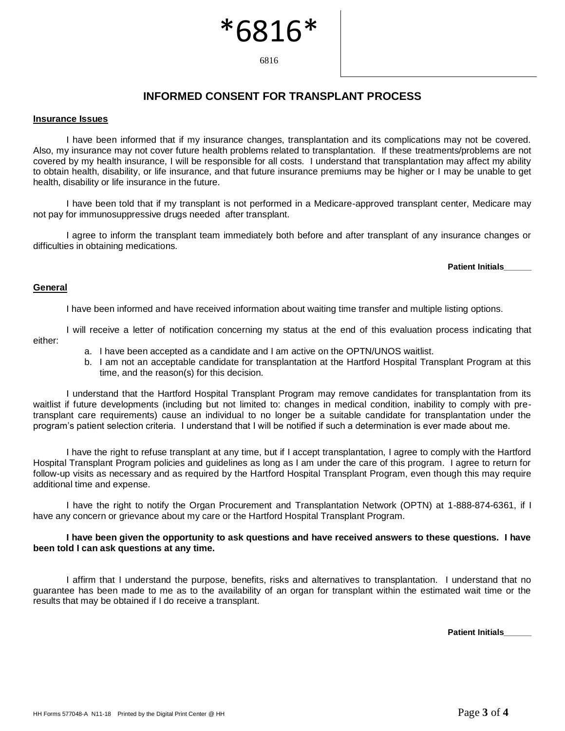*6816*

6816

# INFORMED CONSENT FOR TRANSPLANT PROCESS

## Insurance Issues

I have been informed that if my insurance changes, transplantation and its complications may not be covered. Also, my insurance may not cover future health problems related to transplantation. If these treatments/problems are not covered by my health insurance, I will be responsible for all costs. I understand that transplantation may affect my ability to obtain health, disability, or life insurance, and that future insurance premiums may be higher or I may be unable to get health, disability or life insurance in the future.

I have been told that if my transplant is not performed in a Medicare-approved transplant center, Medicare may not pay for immunosuppressive drugs needed after transplant.

I agree to inform the transplant team immediately both before and after transplant of any insurance changes or difficulties in obtaining medications.

**Patient Initials______**

## General

I have been informed and have received information about waiting time transfer and multiple listing options.

I will receive a letter of notification concerning my status at the end of this evaluation process indicating that either:

a. I have been accepted as a candidate and I am active on the OPTN/UNOS waitlist.
b. I am not an acceptable candidate for transplantation at the Hartford Hospital Transplant Program at this time, and the reason(s) for this decision.

I understand that the Hartford Hospital Transplant Program may remove candidates for transplantation from its waitlist if future developments (including but not limited to: changes in medical condition, inability to comply with pre-transplant care requirements) cause an individual to no longer be a suitable candidate for transplantation under the program's patient selection criteria. I understand that I will be notified if such a determination is ever made about me.

I have the right to refuse transplant at any time, but if I accept transplantation, I agree to comply with the Hartford Hospital Transplant Program policies and guidelines as long as I am under the care of this program. I agree to return for follow-up visits as necessary and as required by the Hartford Hospital Transplant Program, even though this may require additional time and expense.

I have the right to notify the Organ Procurement and Transplantation Network (OPTN) at 1-888-874-6361, if I have any concern or grievance about my care or the Hartford Hospital Transplant Program.

**I have been given the opportunity to ask questions and have received answers to these questions. I have been told I can ask questions at any time.**

I affirm that I understand the purpose, benefits, risks and alternatives to transplantation. I understand that no guarantee has been made to me as to the availability of an organ for transplant within the estimated wait time or the results that may be obtained if I do receive a transplant.

**Patient Initials______**

HH Forms 577048-A N11-18 Printed by the Digital Print Center @ HH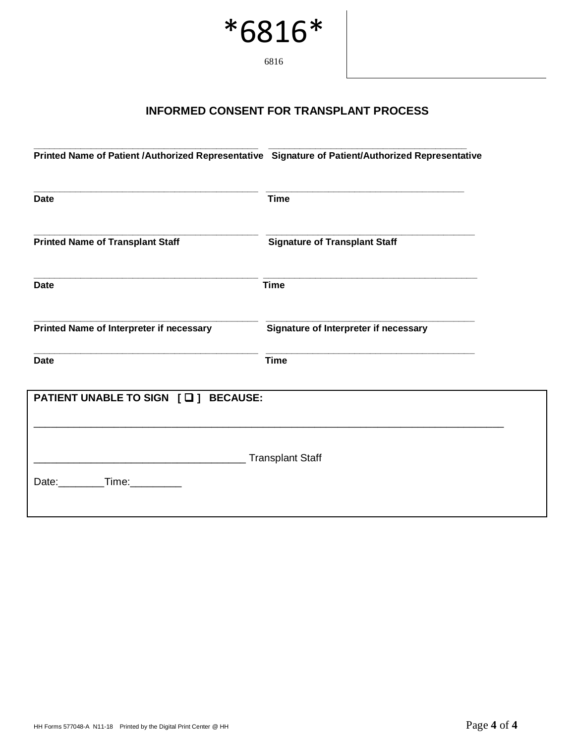*6816*

6816

## INFORMED CONSENT FOR TRANSPLANT PROCESS

_____________________________________________ _____________________________________________

**Printed Name of Patient /Authorized Representative** **Signature of Patient/Authorized Representative**

_____________________________________________ _____________________________________________

**Date** **Time**

_____________________________________________ _____________________________________________

**Printed Name of Transplant Staff** **Signature of Transplant Staff**

_____________________________________________ _____________________________________________

**Date** **Time**

_____________________________________________ _____________________________________________

**Printed Name of Interpreter if necessary** **Signature of Interpreter if necessary**

_____________________________________________ _____________________________________________

**Date** **Time**

**PATIENT UNABLE TO SIGN [ ❑ ] BECAUSE:**

_________________________________________________________________________________

___________________________________ Transplant Staff

Date:________Time:_________

HH Forms 577048-A N11-18 Printed by the Digital Print Center @ HH